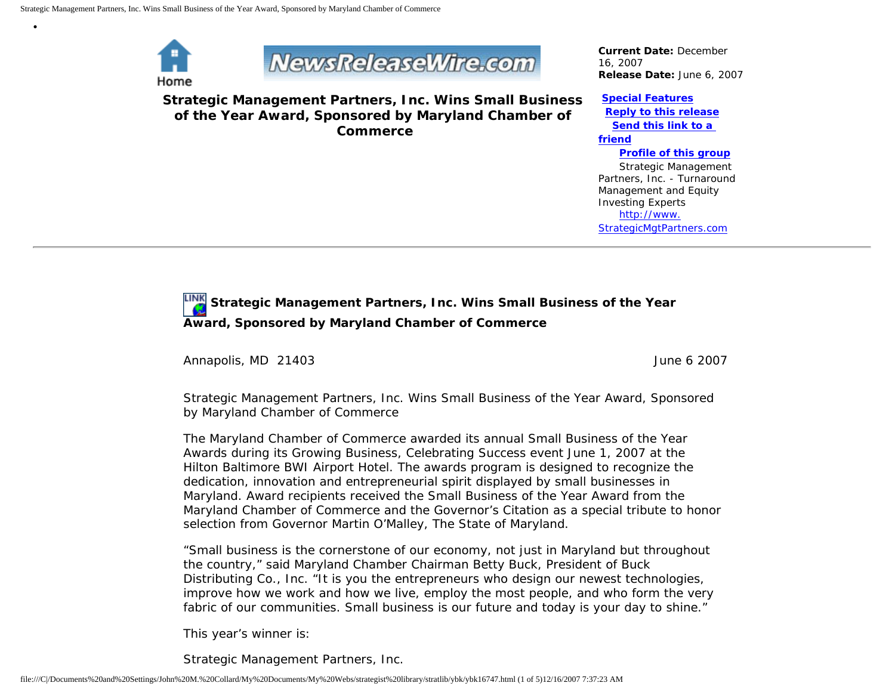Home

NewsReleaseWire.com

**Current Date:** December 16, 2007
**Release Date:** June 6, 2007

# Strategic Management Partners, Inc. Wins Small Business of the Year Award, Sponsored by Maryland Chamber of Commerce

**Special Features**
**Reply to this release**
**Send this link to a friend**
**Profile of this group**

Strategic Management Partners, Inc. - Turnaround Management and Equity Investing Experts
http://www.StrategicMgtPartners.com

---

## Strategic Management Partners, Inc. Wins Small Business of the Year Award, Sponsored by Maryland Chamber of Commerce

Annapolis, MD 21403 June 6 2007

Strategic Management Partners, Inc. Wins Small Business of the Year Award, Sponsored by Maryland Chamber of Commerce

The Maryland Chamber of Commerce awarded its annual Small Business of the Year Awards during its Growing Business, Celebrating Success event June 1, 2007 at the Hilton Baltimore BWI Airport Hotel. The awards program is designed to recognize the dedication, innovation and entrepreneurial spirit displayed by small businesses in Maryland. Award recipients received the Small Business of the Year Award from the Maryland Chamber of Commerce and the Governor's Citation as a special tribute to honor selection from Governor Martin O'Malley, The State of Maryland.

"Small business is the cornerstone of our economy, not just in Maryland but throughout the country," said Maryland Chamber Chairman Betty Buck, President of Buck Distributing Co., Inc. "It is you the entrepreneurs who design our newest technologies, improve how we work and how we live, employ the most people, and who form the very fabric of our communities. Small business is our future and today is your day to shine."

This year's winner is:

Strategic Management Partners, Inc.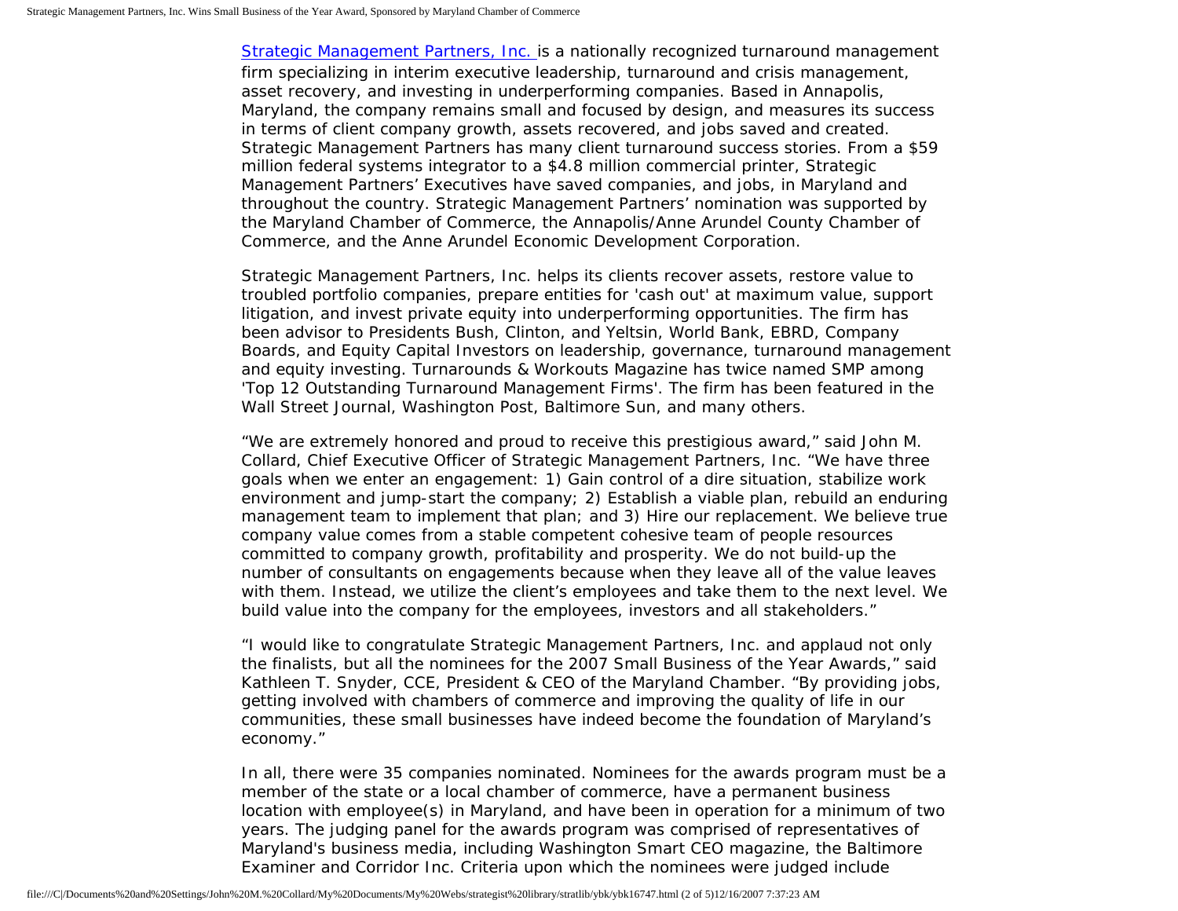[Strategic Management Partners, Inc.](#) is a nationally recognized turnaround management firm specializing in interim executive leadership, turnaround and crisis management, asset recovery, and investing in underperforming companies. Based in Annapolis, Maryland, the company remains small and focused by design, and measures its success in terms of client company growth, assets recovered, and jobs saved and created. Strategic Management Partners has many client turnaround success stories. From a $59 million federal systems integrator to a $4.8 million commercial printer, Strategic Management Partners' Executives have saved companies, and jobs, in Maryland and throughout the country. Strategic Management Partners' nomination was supported by the Maryland Chamber of Commerce, the Annapolis/Anne Arundel County Chamber of Commerce, and the Anne Arundel Economic Development Corporation.

Strategic Management Partners, Inc. helps its clients recover assets, restore value to troubled portfolio companies, prepare entities for 'cash out' at maximum value, support litigation, and invest private equity into underperforming opportunities. The firm has been advisor to Presidents Bush, Clinton, and Yeltsin, World Bank, EBRD, Company Boards, and Equity Capital Investors on leadership, governance, turnaround management and equity investing. Turnarounds & Workouts Magazine has twice named SMP among 'Top 12 Outstanding Turnaround Management Firms'. The firm has been featured in the Wall Street Journal, Washington Post, Baltimore Sun, and many others.

"We are extremely honored and proud to receive this prestigious award," said John M. Collard, Chief Executive Officer of Strategic Management Partners, Inc. "We have three goals when we enter an engagement: 1) Gain control of a dire situation, stabilize work environment and jump-start the company; 2) Establish a viable plan, rebuild an enduring management team to implement that plan; and 3) Hire our replacement. We believe true company value comes from a stable competent cohesive team of people resources committed to company growth, profitability and prosperity. We do not build-up the number of consultants on engagements because when they leave all of the value leaves with them. Instead, we utilize the client's employees and take them to the next level. We build value into the company for the employees, investors and all stakeholders."

"I would like to congratulate Strategic Management Partners, Inc. and applaud not only the finalists, but all the nominees for the 2007 Small Business of the Year Awards," said Kathleen T. Snyder, CCE, President & CEO of the Maryland Chamber. "By providing jobs, getting involved with chambers of commerce and improving the quality of life in our communities, these small businesses have indeed become the foundation of Maryland's economy."

In all, there were 35 companies nominated. Nominees for the awards program must be a member of the state or a local chamber of commerce, have a permanent business location with employee(s) in Maryland, and have been in operation for a minimum of two years. The judging panel for the awards program was comprised of representatives of Maryland's business media, including Washington Smart CEO magazine, the Baltimore Examiner and Corridor Inc. Criteria upon which the nominees were judged include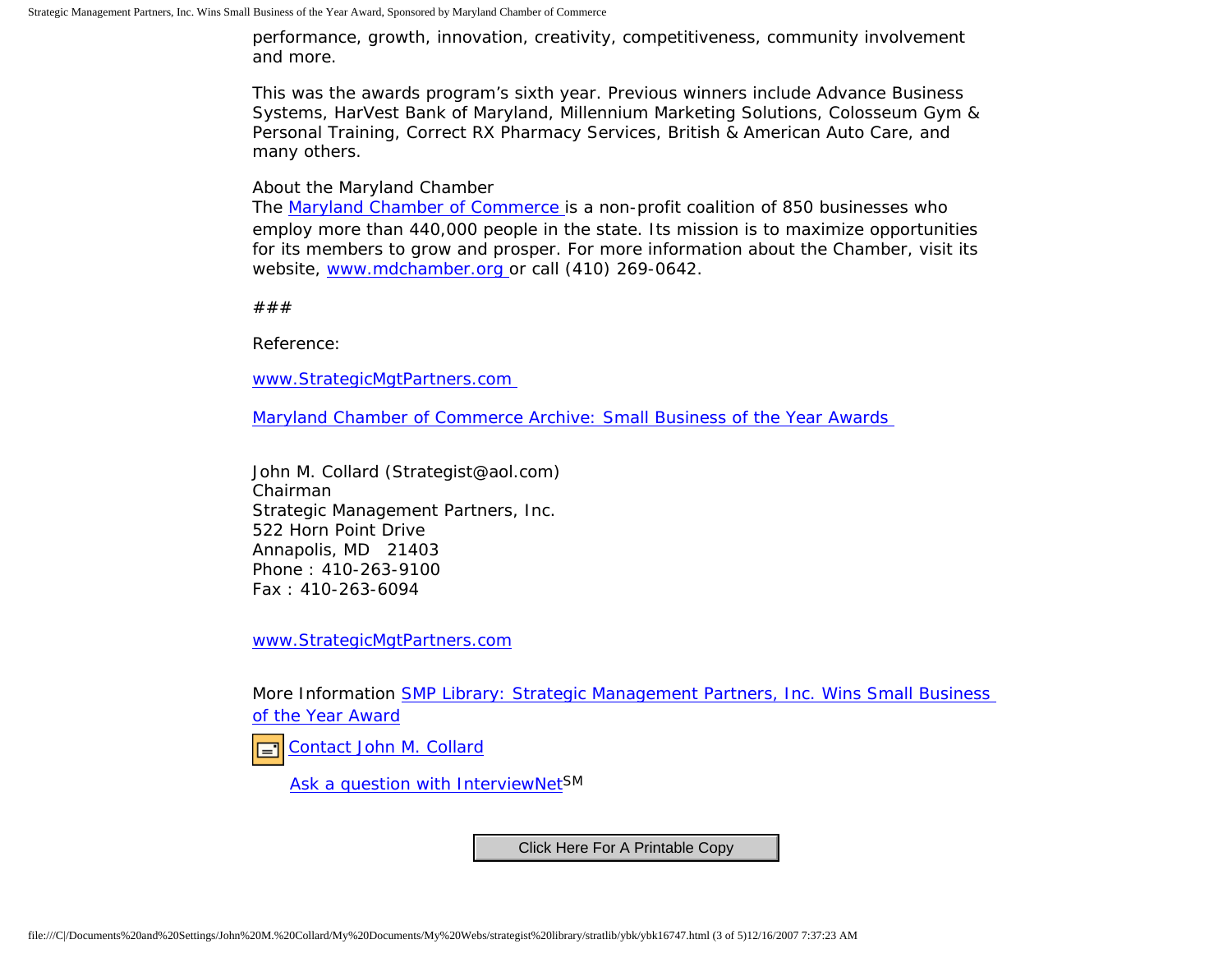performance, growth, innovation, creativity, competitiveness, community involvement and more.

This was the awards program's sixth year. Previous winners include Advance Business Systems, HarVest Bank of Maryland, Millennium Marketing Solutions, Colosseum Gym & Personal Training, Correct RX Pharmacy Services, British & American Auto Care, and many others.

About the Maryland Chamber
The Maryland Chamber of Commerce is a non-profit coalition of 850 businesses who employ more than 440,000 people in the state. Its mission is to maximize opportunities for its members to grow and prosper. For more information about the Chamber, visit its website, www.mdchamber.org or call (410) 269-0642.

###

Reference:

www.StrategicMgtPartners.com

Maryland Chamber of Commerce Archive: Small Business of the Year Awards

John M. Collard (Strategist@aol.com)
Chairman
Strategic Management Partners, Inc.
522 Horn Point Drive
Annapolis, MD 21403
Phone : 410-263-9100
Fax : 410-263-6094

www.StrategicMgtPartners.com

More Information SMP Library: Strategic Management Partners, Inc. Wins Small Business of the Year Award

Contact John M. Collard

Ask a question with InterviewNet[SM]

Click Here For A Printable Copy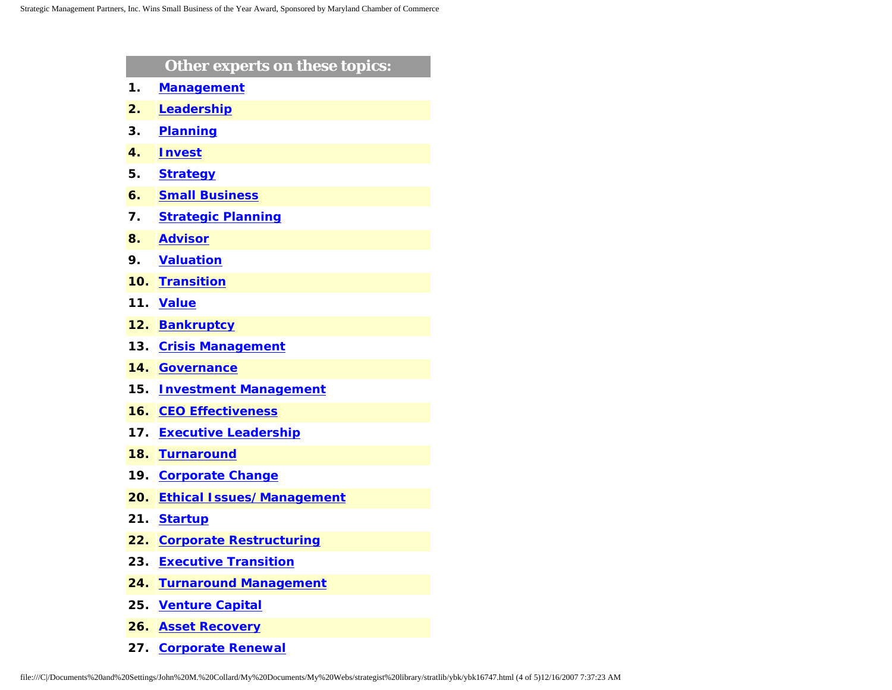## Other experts on these topics:

1. **Management**
2. **Leadership**
3. **Planning**
4. **Invest**
5. **Strategy**
6. **Small Business**
7. **Strategic Planning**
8. **Advisor**
9. **Valuation**
10. **Transition**
11. **Value**
12. **Bankruptcy**
13. **Crisis Management**
14. **Governance**
15. **Investment Management**
16. **CEO Effectiveness**
17. **Executive Leadership**
18. **Turnaround**
19. **Corporate Change**
20. **Ethical Issues/Management**
21. **Startup**
22. **Corporate Restructuring**
23. **Executive Transition**
24. **Turnaround Management**
25. **Venture Capital**
26. **Asset Recovery**
27. **Corporate Renewal**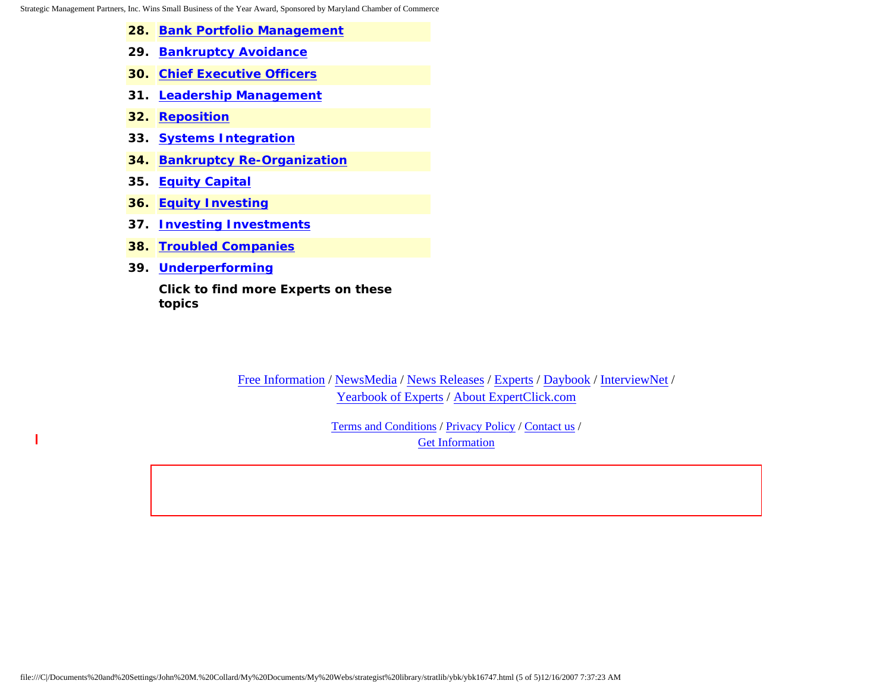28. **Bank Portfolio Management**
29. **Bankruptcy Avoidance**
30. **Chief Executive Officers**
31. **Leadership Management**
32. **Reposition**
33. **Systems Integration**
34. **Bankruptcy Re-Organization**
35. **Equity Capital**
36. **Equity Investing**
37. **Investing Investments**
38. **Troubled Companies**
39. **Underperforming**

**Click to find more Experts on these topics**

Free Information / NewsMedia / News Releases / Experts / Daybook / InterviewNet / Yearbook of Experts / About ExpertClick.com

Terms and Conditions / Privacy Policy / Contact us / Get Information